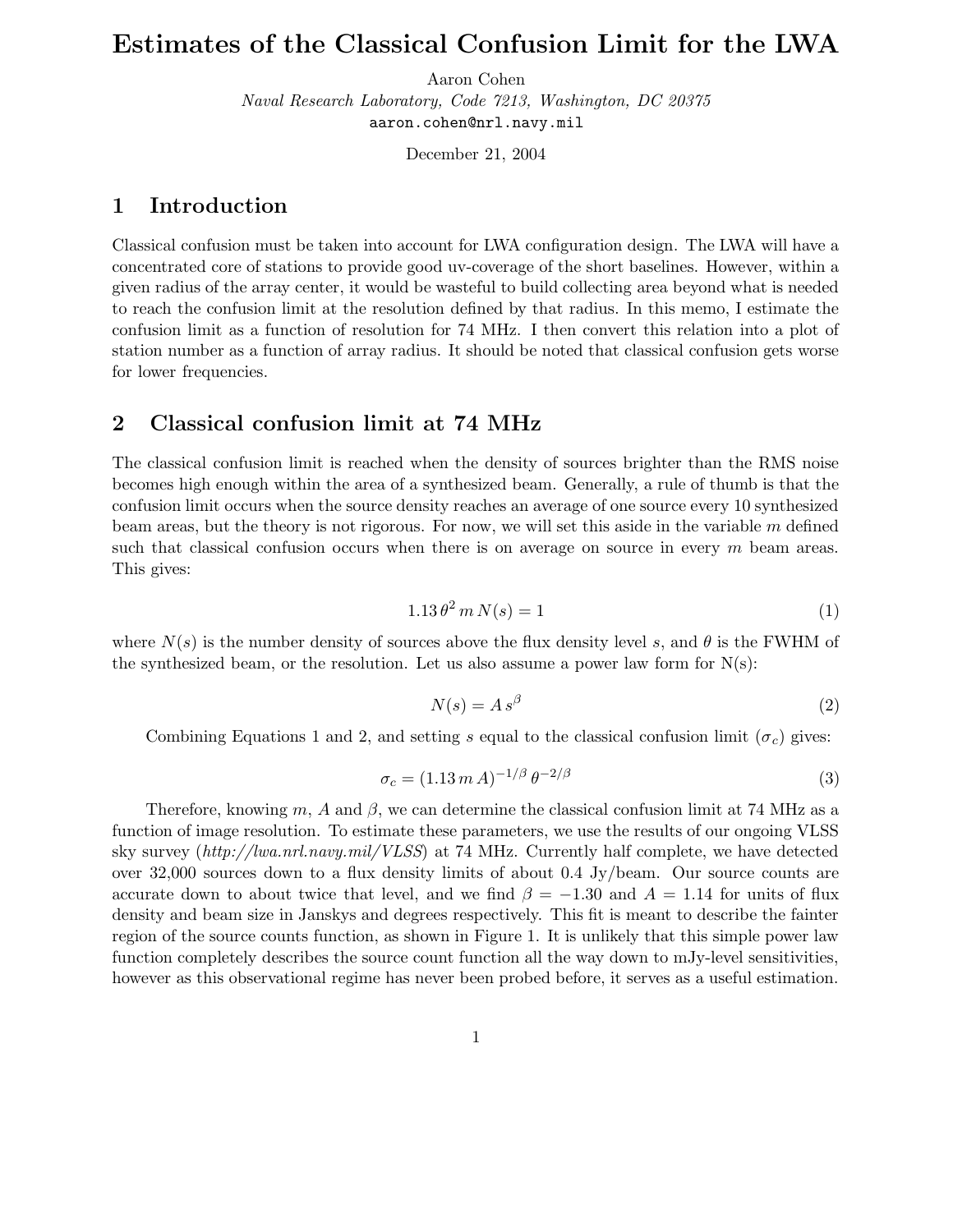# Estimates of the Classical Confusion Limit for the LWA

Aaron Cohen

*Naval Research Laboratory, Code 7213, Washington, DC 20375*

aaron.cohen@nrl.navy.mil

December 21, 2004

## 1 Introduction

Classical confusion must be taken into account for LWA configuration design. The LWA will have a concentrated core of stations to provide good uv-coverage of the short baselines. However, within a given radius of the array center, it would be wasteful to build collecting area beyond what is needed to reach the confusion limit at the resolution defined by that radius. In this memo, I estimate the confusion limit as a function of resolution for 74 MHz. I then convert this relation into a plot of station number as a function of array radius. It should be noted that classical confusion gets worse for lower frequencies.

## 2 Classical confusion limit at 74 MHz

The classical confusion limit is reached when the density of sources brighter than the RMS noise becomes high enough within the area of a synthesized beam. Generally, a rule of thumb is that the confusion limit occurs when the source density reaches an average of one source every 10 synthesized beam areas, but the theory is not rigorous. For now, we will set this aside in the variable $m$ defined such that classical confusion occurs when there is on average on source in every $m$ beam areas. This gives:

$$1.13\,\theta^2\,m\,N(s) = 1 \tag{1}$$

where $N(s)$ is the number density of sources above the flux density level $s$, and $\theta$ is the FWHM of the synthesized beam, or the resolution. Let us also assume a power law form for N(s):

$$N(s) = A\,s^{\beta} \tag{2}$$

Combining Equations 1 and 2, and setting $s$ equal to the classical confusion limit ($\sigma_c$) gives:

$$\sigma_c = (1.13\,m\,A)^{-1/\beta}\,\theta^{-2/\beta} \tag{3}$$

Therefore, knowing $m$, $A$ and $\beta$, we can determine the classical confusion limit at 74 MHz as a function of image resolution. To estimate these parameters, we use the results of our ongoing VLSS sky survey (*http://lwa.nrl.navy.mil/VLSS*) at 74 MHz. Currently half complete, we have detected over 32,000 sources down to a flux density limits of about 0.4 Jy/beam. Our source counts are accurate down to about twice that level, and we find $\beta = -1.30$ and $A = 1.14$ for units of flux density and beam size in Janskys and degrees respectively. This fit is meant to describe the fainter region of the source counts function, as shown in Figure 1. It is unlikely that this simple power law function completely describes the source count function all the way down to mJy-level sensitivities, however as this observational regime has never been probed before, it serves as a useful estimation.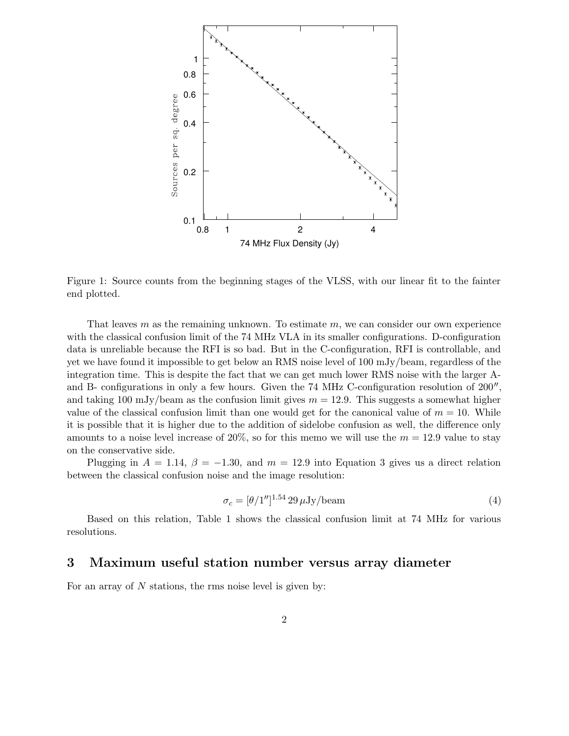Sources per sq. degree

1
0.8
0.6
0.4
0.2
0.1

0.8 1 2 4

74 MHz Flux Density (Jy)

Figure 1: Source counts from the beginning stages of the VLSS, with our linear fit to the fainter end plotted.

That leaves $m$ as the remaining unknown. To estimate $m$, we can consider our own experience with the classical confusion limit of the 74 MHz VLA in its smaller configurations. D-configuration data is unreliable because the RFI is so bad. But in the C-configuration, RFI is controllable, and yet we have found it impossible to get below an RMS noise level of 100 mJy/beam, regardless of the integration time. This is despite the fact that we can get much lower RMS noise with the larger A- and B- configurations in only a few hours. Given the 74 MHz C-configuration resolution of $200''$, and taking 100 mJy/beam as the confusion limit gives $m = 12.9$. This suggests a somewhat higher value of the classical confusion limit than one would get for the canonical value of $m = 10$. While it is possible that it is higher due to the addition of sidelobe confusion as well, the difference only amounts to a noise level increase of 20%, so for this memo we will use the $m = 12.9$ value to stay on the conservative side.

Plugging in $A = 1.14$, $\beta = -1.30$, and $m = 12.9$ into Equation 3 gives us a direct relation between the classical confusion noise and the image resolution:

$$\sigma_c = [\theta/1'']^{1.54} \, 29 \, \mu\text{Jy/beam} \tag{4}$$

Based on this relation, Table 1 shows the classical confusion limit at 74 MHz for various resolutions.

## 3 Maximum useful station number versus array diameter

For an array of $N$ stations, the rms noise level is given by: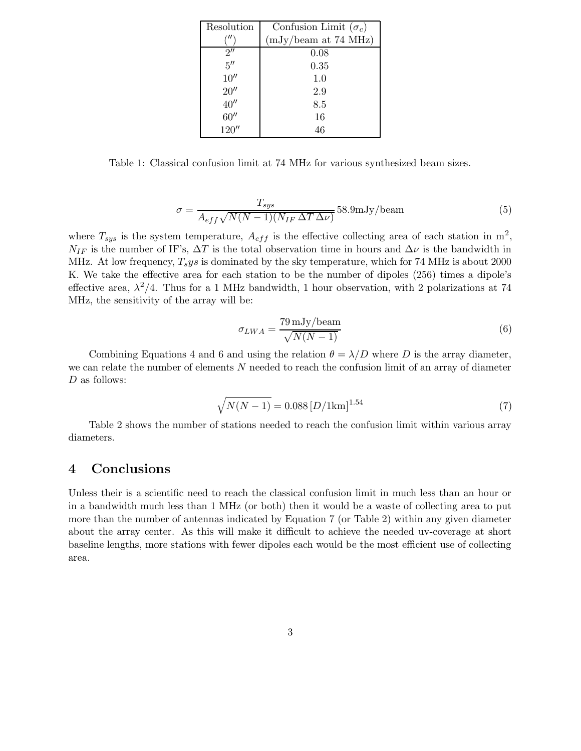| Resolution ($''$) | Confusion Limit ($\sigma_c$) (mJy/beam at 74 MHz) |
|---|---|
| $2''$ | 0.08 |
| $5''$ | 0.35 |
| $10''$ | 1.0 |
| $20''$ | 2.9 |
| $40''$ | 8.5 |
| $60''$ | 16 |
| $120''$ | 46 |

Table 1: Classical confusion limit at 74 MHz for various synthesized beam sizes.

$$\sigma = \frac{T_{sys}}{A_{eff}\sqrt{N(N-1)(N_{IF}\,\Delta T\,\Delta\nu)}}\,58.9\text{mJy/beam} \tag{5}$$

where $T_{sys}$ is the system temperature, $A_{eff}$ is the effective collecting area of each station in $\text{m}^2$, $N_{IF}$ is the number of IF's, $\Delta T$ is the total observation time in hours and $\Delta\nu$ is the bandwidth in MHz. At low frequency, $T_sys$ is dominated by the sky temperature, which for 74 MHz is about 2000 K. We take the effective area for each station to be the number of dipoles (256) times a dipole's effective area, $\lambda^2/4$. Thus for a 1 MHz bandwidth, 1 hour observation, with 2 polarizations at 74 MHz, the sensitivity of the array will be:

$$\sigma_{LWA} = \frac{79\,\text{mJy/beam}}{\sqrt{N(N-1)}} \tag{6}$$

Combining Equations 4 and 6 and using the relation $\theta = \lambda/D$ where $D$ is the array diameter, we can relate the number of elements $N$ needed to reach the confusion limit of an array of diameter $D$ as follows:

$$\sqrt{N(N-1)} = 0.088\,[D/1\text{km}]^{1.54} \tag{7}$$

Table 2 shows the number of stations needed to reach the confusion limit within various array diameters.

## 4 Conclusions

Unless their is a scientific need to reach the classical confusion limit in much less than an hour or in a bandwidth much less than 1 MHz (or both) then it would be a waste of collecting area to put more than the number of antennas indicated by Equation 7 (or Table 2) within any given diameter about the array center. As this will make it difficult to achieve the needed uv-coverage at short baseline lengths, more stations with fewer dipoles each would be the most efficient use of collecting area.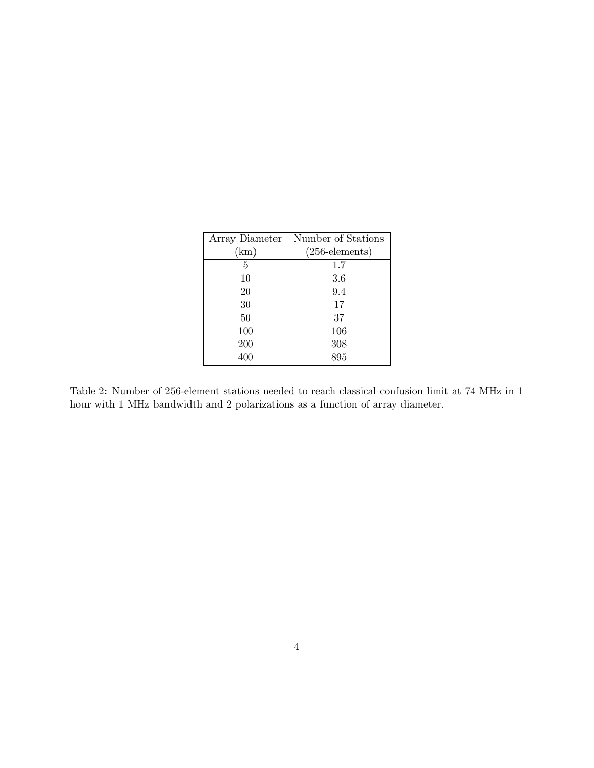| Array Diameter (km) | Number of Stations (256-elements) |
|---|---|
| 5 | 1.7 |
| 10 | 3.6 |
| 20 | 9.4 |
| 30 | 17 |
| 50 | 37 |
| 100 | 106 |
| 200 | 308 |
| 400 | 895 |

Table 2: Number of 256-element stations needed to reach classical confusion limit at 74 MHz in 1 hour with 1 MHz bandwidth and 2 polarizations as a function of array diameter.